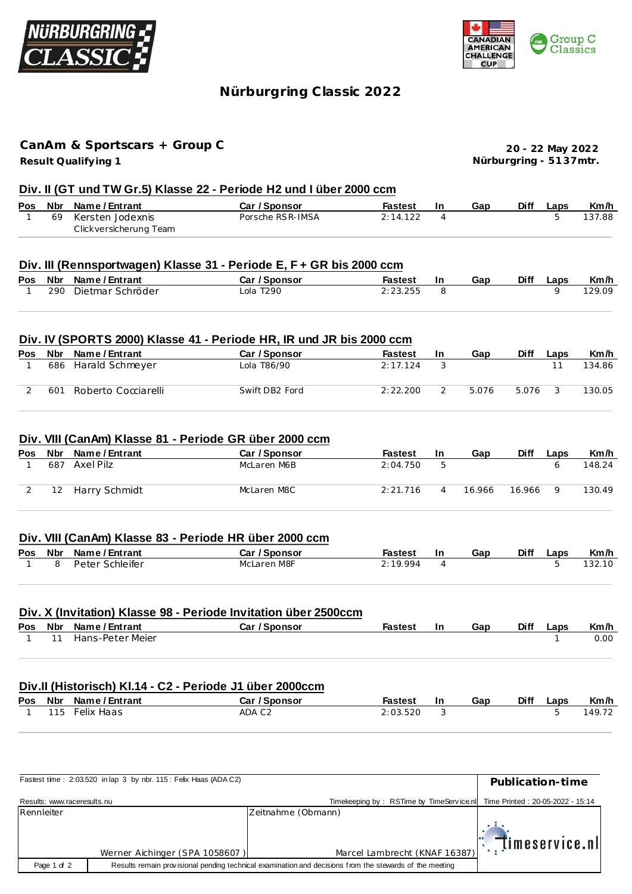# Nürburgring Classic 2022

## CanAm & Sportscars + Group C

**Result Qualifying 1**

**20 - 22 May 2022**
**Nürburgring - 5137mtr.**

### Div. II (GT und TW Gr.5) Klasse 22 - Periode H2 und I über 2000 ccm

| Pos | Nbr | Name / Entrant | Car / Sponsor | Fastest | In | Gap | Diff | Laps | Km/h |
|---|---|---|---|---|---|---|---|---|---|
| 1 | 69 | Kersten Jodexnis<br>Clickversicherung Team | Porsche RSR-IMSA | 2:14.122 | 4 | | | 5 | 137.88 |

### Div. III (Rennsportwagen) Klasse 31 - Periode E, F + GR bis 2000 ccm

| Pos | Nbr | Name / Entrant | Car / Sponsor | Fastest | In | Gap | Diff | Laps | Km/h |
|---|---|---|---|---|---|---|---|---|---|
| 1 | 290 | Dietmar Schröder | Lola T290 | 2:23.255 | 8 | | | 9 | 129.09 |

### Div. IV (SPORTS 2000) Klasse 41 - Periode HR, IR und JR bis 2000 ccm

| Pos | Nbr | Name / Entrant | Car / Sponsor | Fastest | In | Gap | Diff | Laps | Km/h |
|---|---|---|---|---|---|---|---|---|---|
| 1 | 686 | Harald Schmeyer | Lola T86/90 | 2:17.124 | 3 | | | 11 | 134.86 |
| 2 | 601 | Roberto Cocciarelli | Swift DB2 Ford | 2:22.200 | 2 | 5.076 | 5.076 | 3 | 130.05 |

### Div. VIII (CanAm) Klasse 81 - Periode GR über 2000 ccm

| Pos | Nbr | Name / Entrant | Car / Sponsor | Fastest | In | Gap | Diff | Laps | Km/h |
|---|---|---|---|---|---|---|---|---|---|
| 1 | 687 | Axel Pilz | McLaren M6B | 2:04.750 | 5 | | | 6 | 148.24 |
| 2 | 12 | Harry Schmidt | McLaren M8C | 2:21.716 | 4 | 16.966 | 16.966 | 9 | 130.49 |

### Div. VIII (CanAm) Klasse 83 - Periode HR über 2000 ccm

| Pos | Nbr | Name / Entrant | Car / Sponsor | Fastest | In | Gap | Diff | Laps | Km/h |
|---|---|---|---|---|---|---|---|---|---|
| 1 | 8 | Peter Schleifer | McLaren M8F | 2:19.994 | 4 | | | 5 | 132.10 |

### Div. X (Invitation) Klasse 98 - Periode Invitation über 2500ccm

| Pos | Nbr | Name / Entrant | Car / Sponsor | Fastest | In | Gap | Diff | Laps | Km/h |
|---|---|---|---|---|---|---|---|---|---|
| 1 | 11 | Hans-Peter Meier | | | | | | 1 | 0.00 |

### Div.II (Historisch) Kl.14 - C2 - Periode J1 über 2000ccm

| Pos | Nbr | Name / Entrant | Car / Sponsor | Fastest | In | Gap | Diff | Laps | Km/h |
|---|---|---|---|---|---|---|---|---|---|
| 1 | 115 | Felix Haas | ADA C2 | 2:03.520 | 3 | | | 5 | 149.72 |

Fastest time : 2:03.520 in lap 3 by nbr. 115 : Felix Haas (ADA C2)

**Publication-time**

Results: www.raceresults.nu

Timekeeping by : RSTime by TimeService.nl

Time Printed : 20-05-2022 - 15:14

| Rennleiter | Zeitnahme (Obmann) |
|---|---|
| Werner Aichinger (SPA 1058607) | Marcel Lambrecht (KNAF 16387) |

Results remain provisional pending technical examination and decisions from the stewards of the meeting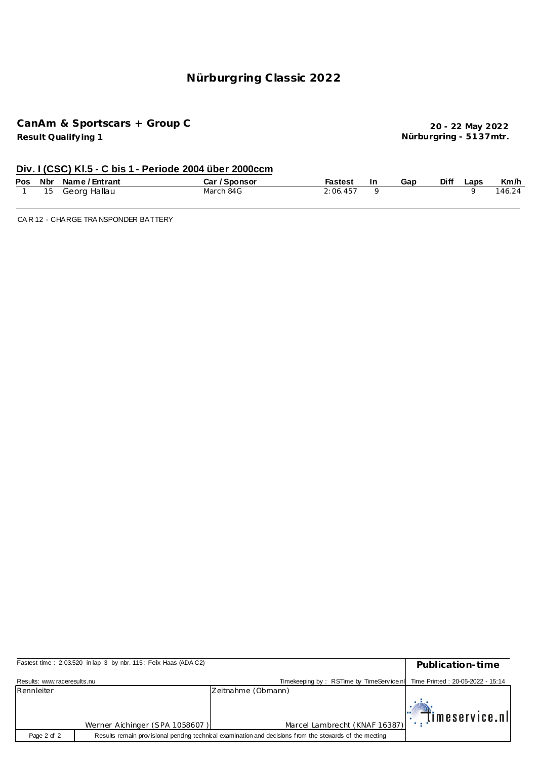# Nürburgring Classic 2022

## CanAm & Sportscars + Group C

**Result Qualifying 1**

**20 - 22 May 2022**
**Nürburgring - 5137mtr.**

### Div. I (CSC) Kl.5 - C bis 1 - Periode 2004 über 2000ccm

| Pos | Nbr | Name / Entrant | Car / Sponsor | Fastest | In | Gap | Diff | Laps | Km/h |
|---|---|---|---|---|---|---|---|---|---|
| 1 | 15 | Georg Hallau | March 84G | 2:06.457 | 9 | | | 9 | 146.24 |

CAR 12 - CHARGE TRANSPONDER BATTERY

Fastest time : 2:03.520 in lap 3 by nbr. 115 : Felix Haas (ADA C2)

**Publication-time**

Results: www.raceresults.nu

Timekeeping by : RSTime by TimeService.nl

Time Printed : 20-05-2022 - 15:14

| Rennleiter | Zeitnahme (Obmann) | |
|---|---|---|
| Werner Aichinger (SPA 1058607 ) | Marcel Lambrecht (KNAF 16387) | timeservice.nl |

Results remain provisional pending technical examination and decisions from the stewards of the meeting